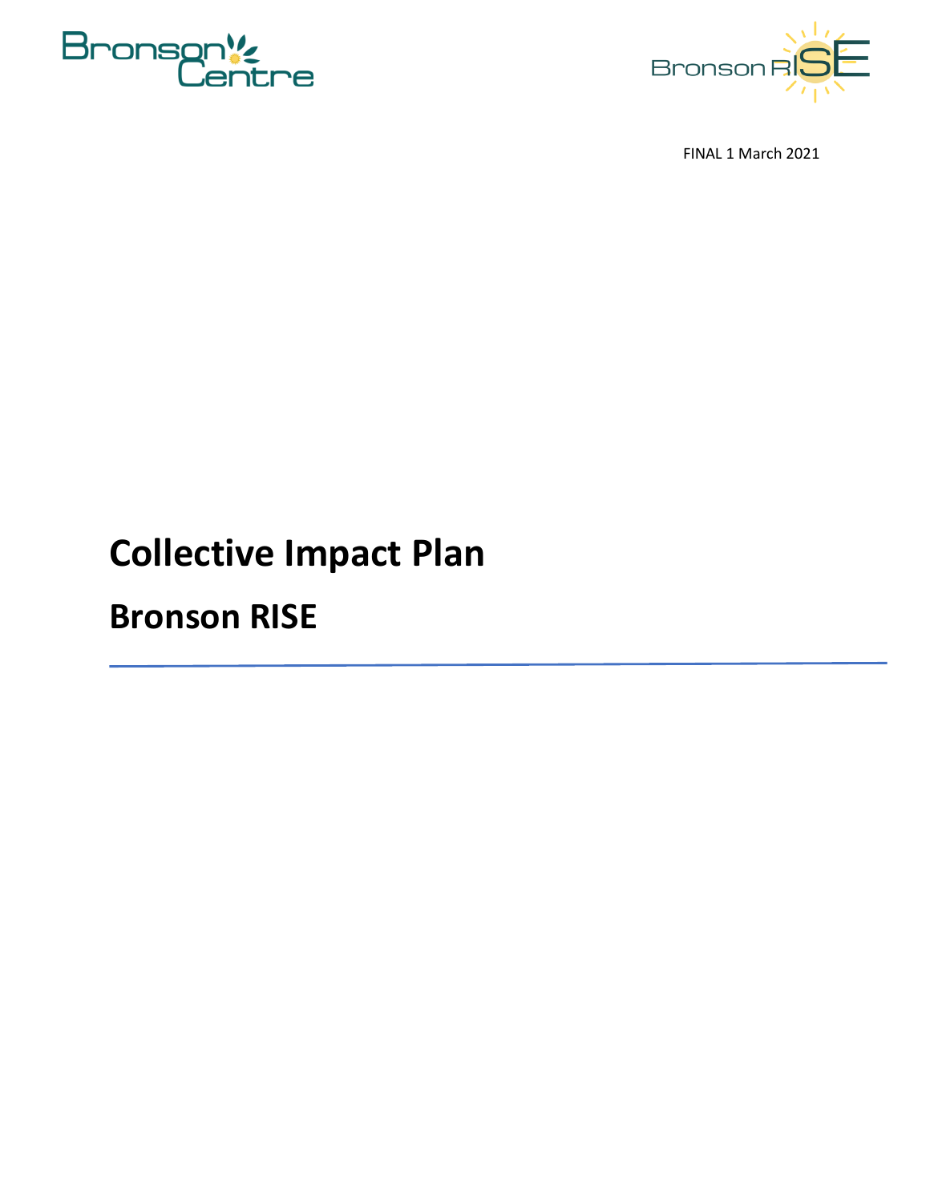FINAL 1 March 2021

# Collective Impact Plan

## Bronson RISE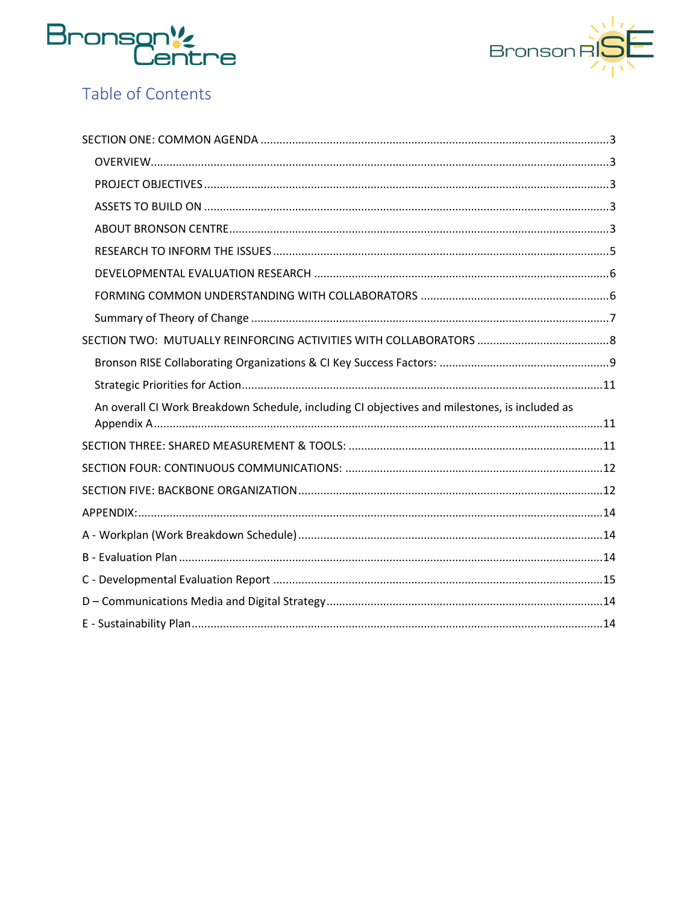## Table of Contents

- SECTION ONE: COMMON AGENDA ..... 3
  - OVERVIEW ..... 3
  - PROJECT OBJECTIVES ..... 3
  - ASSETS TO BUILD ON ..... 3
  - ABOUT BRONSON CENTRE ..... 3
  - RESEARCH TO INFORM THE ISSUES ..... 5
  - DEVELOPMENTAL EVALUATION RESEARCH ..... 6
  - FORMING COMMON UNDERSTANDING WITH COLLABORATORS ..... 6
  - Summary of Theory of Change ..... 7
- SECTION TWO: MUTUALLY REINFORCING ACTIVITIES WITH COLLABORATORS ..... 8
  - Bronson RISE Collaborating Organizations & CI Key Success Factors: ..... 9
  - Strategic Priorities for Action ..... 11
  - An overall CI Work Breakdown Schedule, including CI objectives and milestones, is included as Appendix A ..... 11
- SECTION THREE: SHARED MEASUREMENT & TOOLS: ..... 11
- SECTION FOUR: CONTINUOUS COMMUNICATIONS: ..... 12
- SECTION FIVE: BACKBONE ORGANIZATION ..... 12
- APPENDIX: ..... 14
- A - Workplan (Work Breakdown Schedule) ..... 14
- B - Evaluation Plan ..... 14
- C - Developmental Evaluation Report ..... 15
- D – Communications Media and Digital Strategy ..... 14
- E - Sustainability Plan ..... 14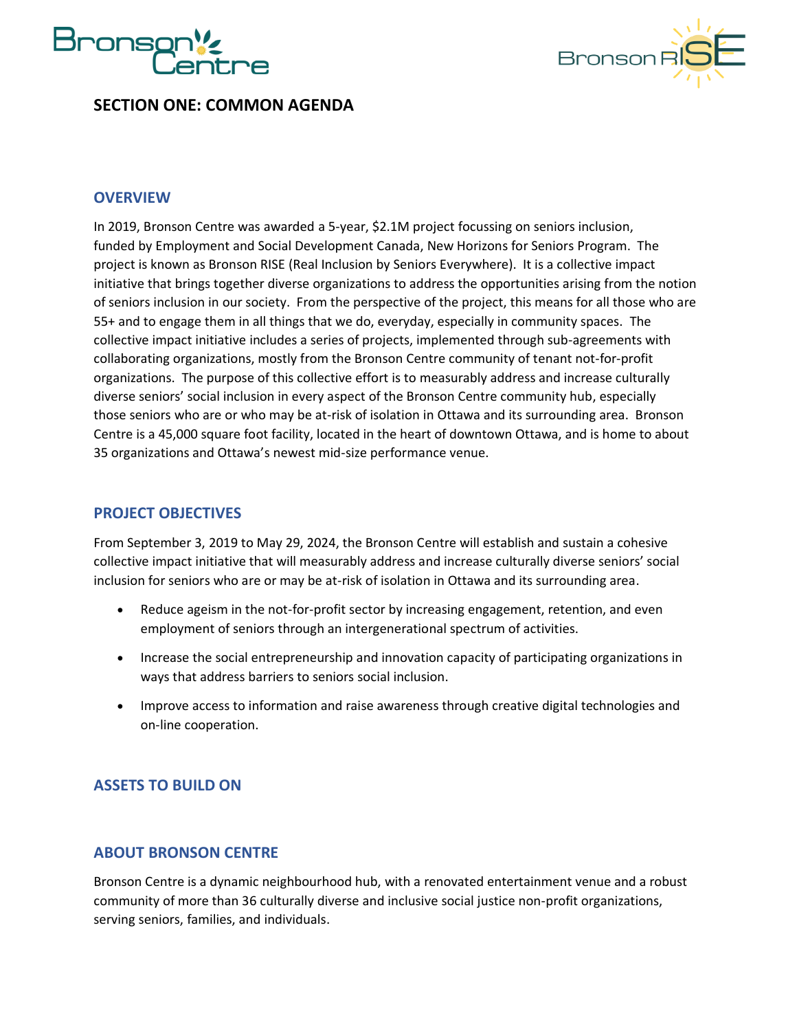## SECTION ONE: COMMON AGENDA

### OVERVIEW

In 2019, Bronson Centre was awarded a 5-year, $2.1M project focussing on seniors inclusion, funded by Employment and Social Development Canada, New Horizons for Seniors Program. The project is known as Bronson RISE (Real Inclusion by Seniors Everywhere). It is a collective impact initiative that brings together diverse organizations to address the opportunities arising from the notion of seniors inclusion in our society. From the perspective of the project, this means for all those who are 55+ and to engage them in all things that we do, everyday, especially in community spaces. The collective impact initiative includes a series of projects, implemented through sub-agreements with collaborating organizations, mostly from the Bronson Centre community of tenant not-for-profit organizations. The purpose of this collective effort is to measurably address and increase culturally diverse seniors' social inclusion in every aspect of the Bronson Centre community hub, especially those seniors who are or who may be at-risk of isolation in Ottawa and its surrounding area. Bronson Centre is a 45,000 square foot facility, located in the heart of downtown Ottawa, and is home to about 35 organizations and Ottawa's newest mid-size performance venue.

### PROJECT OBJECTIVES

From September 3, 2019 to May 29, 2024, the Bronson Centre will establish and sustain a cohesive collective impact initiative that will measurably address and increase culturally diverse seniors' social inclusion for seniors who are or may be at-risk of isolation in Ottawa and its surrounding area.

- Reduce ageism in the not-for-profit sector by increasing engagement, retention, and even employment of seniors through an intergenerational spectrum of activities.
- Increase the social entrepreneurship and innovation capacity of participating organizations in ways that address barriers to seniors social inclusion.
- Improve access to information and raise awareness through creative digital technologies and on-line cooperation.

### ASSETS TO BUILD ON

### ABOUT BRONSON CENTRE

Bronson Centre is a dynamic neighbourhood hub, with a renovated entertainment venue and a robust community of more than 36 culturally diverse and inclusive social justice non-profit organizations, serving seniors, families, and individuals.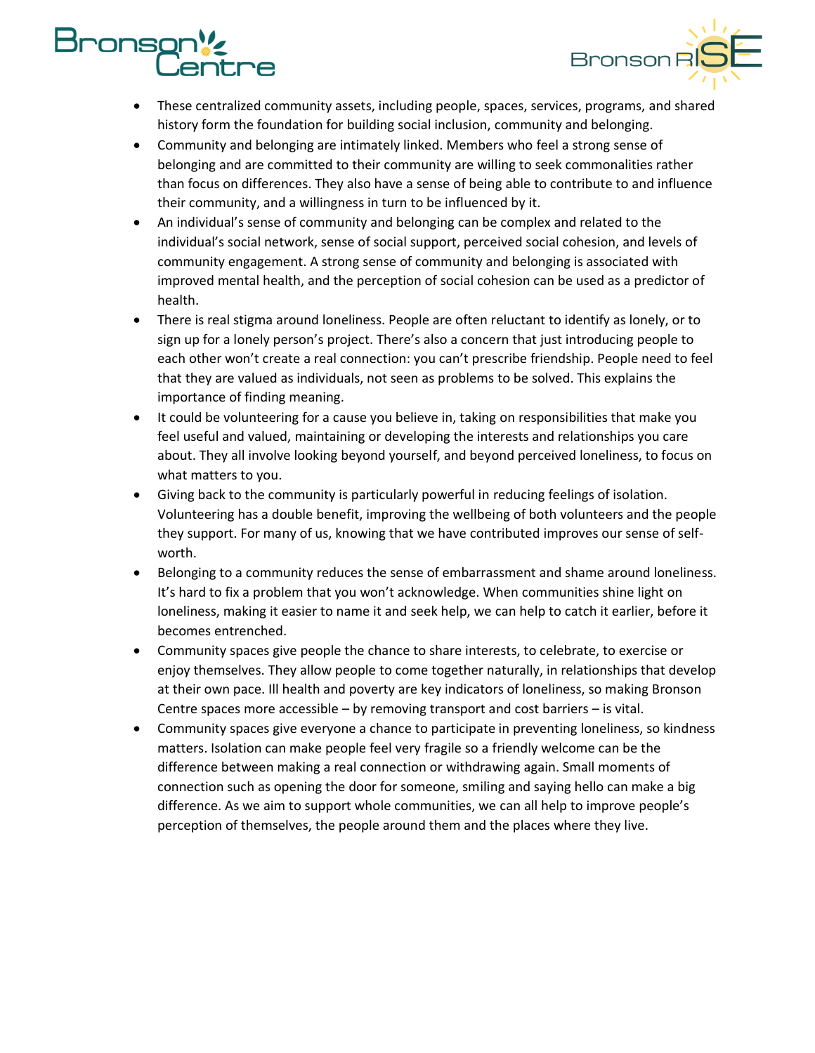- These centralized community assets, including people, spaces, services, programs, and shared history form the foundation for building social inclusion, community and belonging.
- Community and belonging are intimately linked. Members who feel a strong sense of belonging and are committed to their community are willing to seek commonalities rather than focus on differences. They also have a sense of being able to contribute to and influence their community, and a willingness in turn to be influenced by it.
- An individual's sense of community and belonging can be complex and related to the individual's social network, sense of social support, perceived social cohesion, and levels of community engagement. A strong sense of community and belonging is associated with improved mental health, and the perception of social cohesion can be used as a predictor of health.
- There is real stigma around loneliness. People are often reluctant to identify as lonely, or to sign up for a lonely person's project. There's also a concern that just introducing people to each other won't create a real connection: you can't prescribe friendship. People need to feel that they are valued as individuals, not seen as problems to be solved. This explains the importance of finding meaning.
- It could be volunteering for a cause you believe in, taking on responsibilities that make you feel useful and valued, maintaining or developing the interests and relationships you care about. They all involve looking beyond yourself, and beyond perceived loneliness, to focus on what matters to you.
- Giving back to the community is particularly powerful in reducing feelings of isolation. Volunteering has a double benefit, improving the wellbeing of both volunteers and the people they support. For many of us, knowing that we have contributed improves our sense of self-worth.
- Belonging to a community reduces the sense of embarrassment and shame around loneliness. It's hard to fix a problem that you won't acknowledge. When communities shine light on loneliness, making it easier to name it and seek help, we can help to catch it earlier, before it becomes entrenched.
- Community spaces give people the chance to share interests, to celebrate, to exercise or enjoy themselves. They allow people to come together naturally, in relationships that develop at their own pace. Ill health and poverty are key indicators of loneliness, so making Bronson Centre spaces more accessible – by removing transport and cost barriers – is vital.
- Community spaces give everyone a chance to participate in preventing loneliness, so kindness matters. Isolation can make people feel very fragile so a friendly welcome can be the difference between making a real connection or withdrawing again. Small moments of connection such as opening the door for someone, smiling and saying hello can make a big difference. As we aim to support whole communities, we can all help to improve people's perception of themselves, the people around them and the places where they live.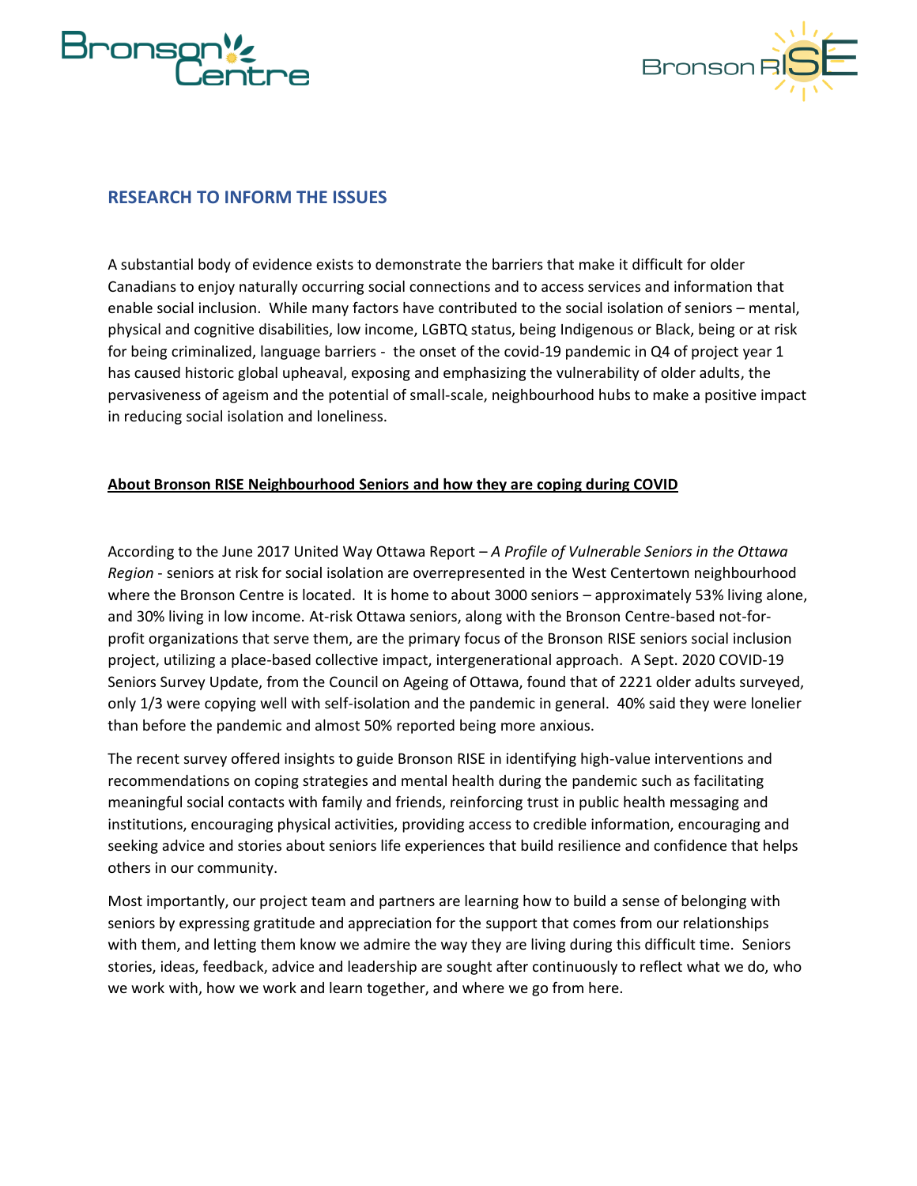## RESEARCH TO INFORM THE ISSUES

A substantial body of evidence exists to demonstrate the barriers that make it difficult for older Canadians to enjoy naturally occurring social connections and to access services and information that enable social inclusion. While many factors have contributed to the social isolation of seniors – mental, physical and cognitive disabilities, low income, LGBTQ status, being Indigenous or Black, being or at risk for being criminalized, language barriers - the onset of the covid-19 pandemic in Q4 of project year 1 has caused historic global upheaval, exposing and emphasizing the vulnerability of older adults, the pervasiveness of ageism and the potential of small-scale, neighbourhood hubs to make a positive impact in reducing social isolation and loneliness.

**About Bronson RISE Neighbourhood Seniors and how they are coping during COVID**

According to the June 2017 United Way Ottawa Report – *A Profile of Vulnerable Seniors in the Ottawa Region* - seniors at risk for social isolation are overrepresented in the West Centertown neighbourhood where the Bronson Centre is located. It is home to about 3000 seniors – approximately 53% living alone, and 30% living in low income. At-risk Ottawa seniors, along with the Bronson Centre-based not-for-profit organizations that serve them, are the primary focus of the Bronson RISE seniors social inclusion project, utilizing a place-based collective impact, intergenerational approach. A Sept. 2020 COVID-19 Seniors Survey Update, from the Council on Ageing of Ottawa, found that of 2221 older adults surveyed, only 1/3 were copying well with self-isolation and the pandemic in general. 40% said they were lonelier than before the pandemic and almost 50% reported being more anxious.

The recent survey offered insights to guide Bronson RISE in identifying high-value interventions and recommendations on coping strategies and mental health during the pandemic such as facilitating meaningful social contacts with family and friends, reinforcing trust in public health messaging and institutions, encouraging physical activities, providing access to credible information, encouraging and seeking advice and stories about seniors life experiences that build resilience and confidence that helps others in our community.

Most importantly, our project team and partners are learning how to build a sense of belonging with seniors by expressing gratitude and appreciation for the support that comes from our relationships with them, and letting them know we admire the way they are living during this difficult time. Seniors stories, ideas, feedback, advice and leadership are sought after continuously to reflect what we do, who we work with, how we work and learn together, and where we go from here.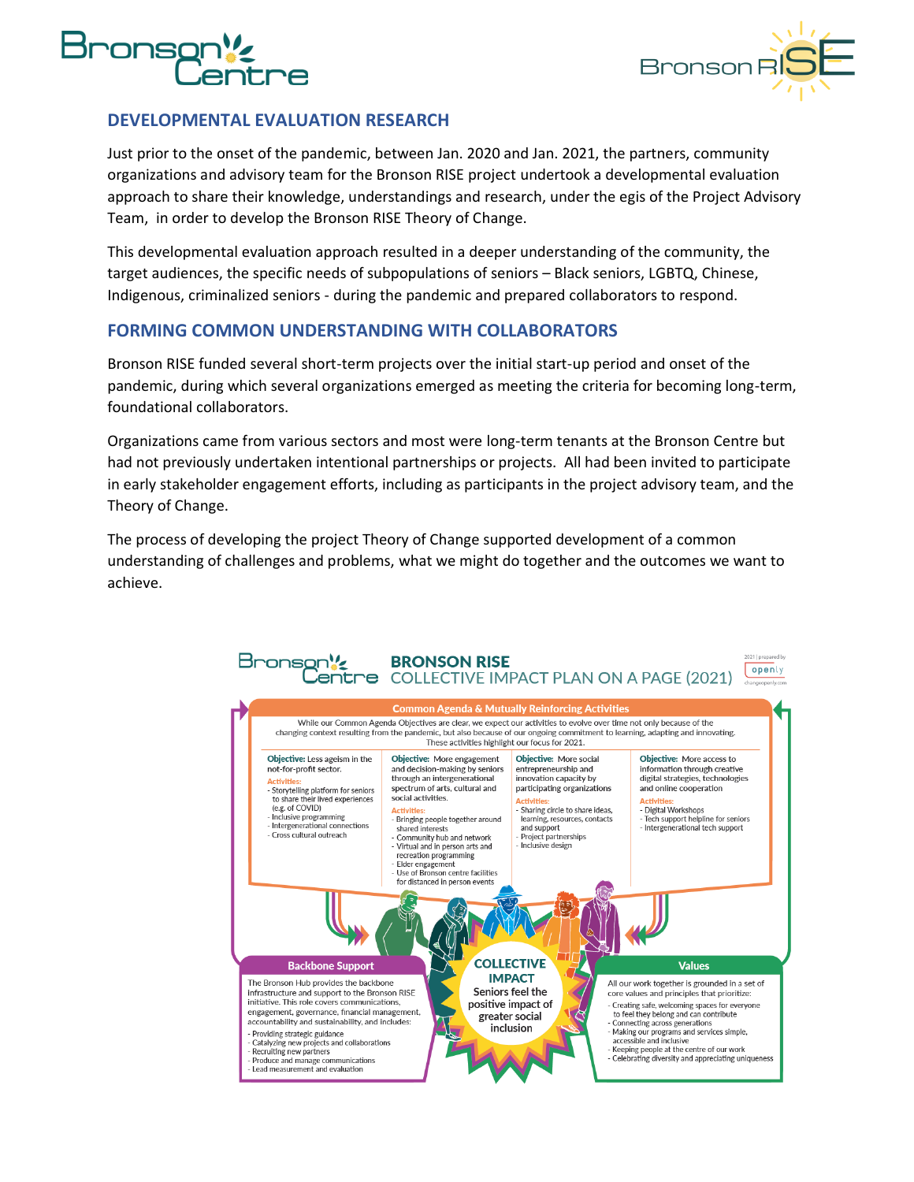## DEVELOPMENTAL EVALUATION RESEARCH

Just prior to the onset of the pandemic, between Jan. 2020 and Jan. 2021, the partners, community organizations and advisory team for the Bronson RISE project undertook a developmental evaluation approach to share their knowledge, understandings and research, under the egis of the Project Advisory Team, in order to develop the Bronson RISE Theory of Change.

This developmental evaluation approach resulted in a deeper understanding of the community, the target audiences, the specific needs of subpopulations of seniors – Black seniors, LGBTQ, Chinese, Indigenous, criminalized seniors - during the pandemic and prepared collaborators to respond.

## FORMING COMMON UNDERSTANDING WITH COLLABORATORS

Bronson RISE funded several short-term projects over the initial start-up period and onset of the pandemic, during which several organizations emerged as meeting the criteria for becoming long-term, foundational collaborators.

Organizations came from various sectors and most were long-term tenants at the Bronson Centre but had not previously undertaken intentional partnerships or projects. All had been invited to participate in early stakeholder engagement efforts, including as participants in the project advisory team, and the Theory of Change.

The process of developing the project Theory of Change supported development of a common understanding of challenges and problems, what we might do together and the outcomes we want to achieve.

**BRONSON RISE**
COLLECTIVE IMPACT PLAN ON A PAGE (2021)

2021 | prepared by openly

**Common Agenda & Mutually Reinforcing Activities**

While our Common Agenda Objectives are clear, we expect our activities to evolve over time not only because of the changing context resulting from the pandemic, but also because of our ongoing commitment to learning, adapting and innovating. These activities highlight our focus for 2021.

**Objective:** Less ageism in the not-for-profit sector.
**Activities:**
- Storytelling platform for seniors to share their lived experiences (e.g. of COVID)
- Inclusive programming
- Intergenerational connections
- Cross cultural outreach

**Objective:** More engagement and decision-making by seniors through an intergenerational spectrum of arts, cultural and social activities.
**Activities:**
- Bringing people together around shared interests
- Community hub and network
- Virtual and in person arts and recreation programming
- Elder engagement
- Use of Bronson centre facilities for distanced in person events

**Objective:** More social entrepreneurship and innovation capacity by participating organizations
**Activities:**
- Sharing circle to share ideas, learning, resources, contacts and support
- Project partnerships
- Inclusive design

**Objective:** More access to information through creative digital strategies, technologies and online cooperation
**Activities:**
- Digital Workshops
- Tech support helpline for seniors
- Intergenerational tech support

**Backbone Support**

The Bronson Hub provides the backbone infrastructure and support to the Bronson RISE initiative. This role covers communications, engagement, governance, financial management, accountability and sustainability, and includes:
- Providing strategic guidance
- Catalyzing new projects and collaborations
- Recruiting new partners
- Produce and manage communications
- Lead measurement and evaluation

**COLLECTIVE IMPACT**
Seniors feel the positive impact of greater social inclusion

**Values**

All our work together is grounded in a set of core values and principles that prioritize:
- Creating safe, welcoming spaces for everyone to feel they belong and can contribute
- Connecting across generations
- Making our programs and services simple, accessible and inclusive
- Keeping people at the centre of our work
- Celebrating diversity and appreciating uniqueness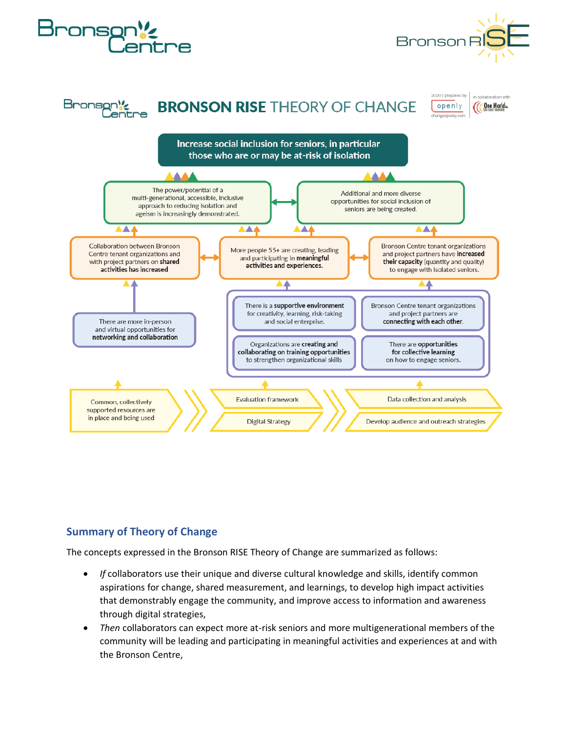# BRONSON RISE THEORY OF CHANGE

2020 | prepared by openly — changeopenly.com | In collaboration with One World Inc.

**Increase social inclusion for seniors, in particular those who are or may be at-risk of isolation**

- The power/potential of a multi-generational, accessible, inclusive approach to reducing isolation and ageism is increasingly demonstrated.
- Additional and more diverse opportunities for social inclusion of seniors are being created.

- Collaboration between Bronson Centre tenant organizations and with project partners on **shared activities has increased**
- More people 55+ are creating, leading and participating in **meaningful activities and experiences.**
- Bronson Centre tenant organizations and project partners have **increased their capacity** (quantity and quality) to engage with isolated seniors.

- There are more in-person and virtual opportunities for **networking and collaboration**
- There is a **supportive environment** for creativity, learning, risk-taking and social enterprise.
- Bronson Centre tenant organizations and project partners are **connecting with each other.**
- Organizations are **creating and collaborating on training opportunities** to strengthen organizational skills
- There are **opportunities for collective learning** on how to engage seniors.

- Common, collectively supported resources are in place and being used
- Evaluation framework
- Digital Strategy
- Data collection and analysis
- Develop audience and outreach strategies

## Summary of Theory of Change

The concepts expressed in the Bronson RISE Theory of Change are summarized as follows:

- *If* collaborators use their unique and diverse cultural knowledge and skills, identify common aspirations for change, shared measurement, and learnings, to develop high impact activities that demonstrably engage the community, and improve access to information and awareness through digital strategies,
- *Then* collaborators can expect more at-risk seniors and more multigenerational members of the community will be leading and participating in meaningful activities and experiences at and with the Bronson Centre,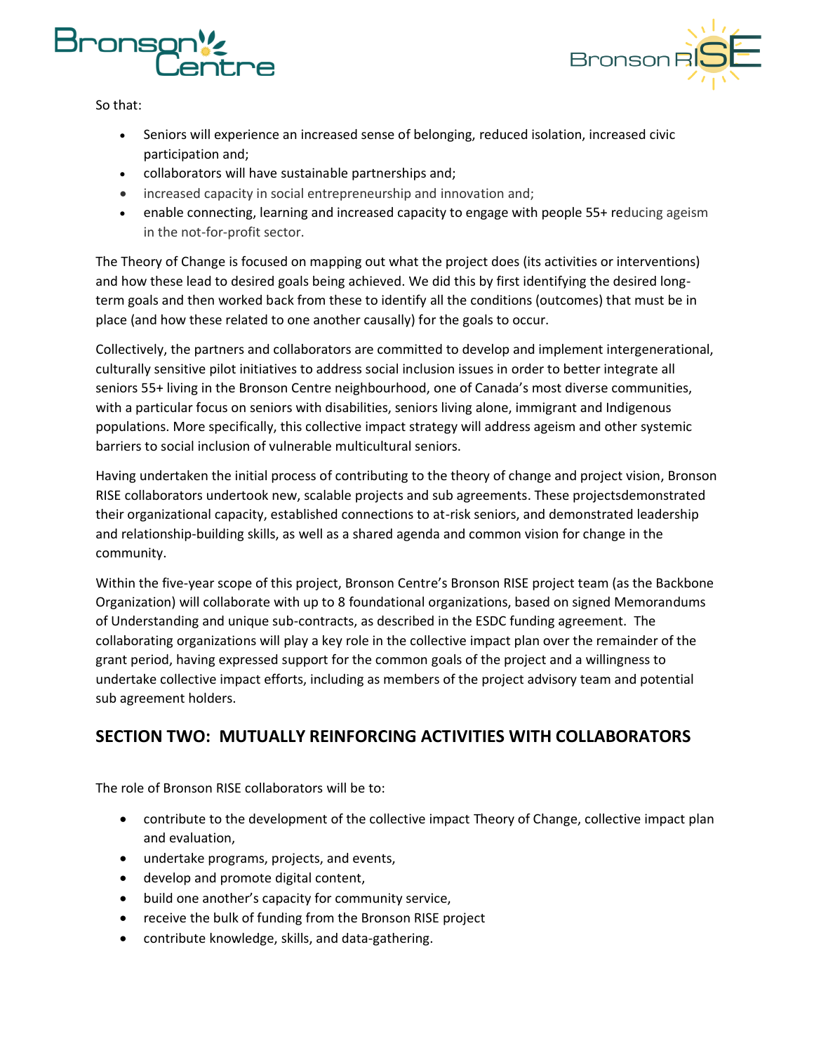So that:

- Seniors will experience an increased sense of belonging, reduced isolation, increased civic participation and;
- collaborators will have sustainable partnerships and;
- increased capacity in social entrepreneurship and innovation and;
- enable connecting, learning and increased capacity to engage with people 55+ reducing ageism in the not-for-profit sector.

The Theory of Change is focused on mapping out what the project does (its activities or interventions) and how these lead to desired goals being achieved. We did this by first identifying the desired long-term goals and then worked back from these to identify all the conditions (outcomes) that must be in place (and how these related to one another causally) for the goals to occur.

Collectively, the partners and collaborators are committed to develop and implement intergenerational, culturally sensitive pilot initiatives to address social inclusion issues in order to better integrate all seniors 55+ living in the Bronson Centre neighbourhood, one of Canada's most diverse communities, with a particular focus on seniors with disabilities, seniors living alone, immigrant and Indigenous populations. More specifically, this collective impact strategy will address ageism and other systemic barriers to social inclusion of vulnerable multicultural seniors.

Having undertaken the initial process of contributing to the theory of change and project vision, Bronson RISE collaborators undertook new, scalable projects and sub agreements. These projectsdemonstrated their organizational capacity, established connections to at-risk seniors, and demonstrated leadership and relationship-building skills, as well as a shared agenda and common vision for change in the community.

Within the five-year scope of this project, Bronson Centre's Bronson RISE project team (as the Backbone Organization) will collaborate with up to 8 foundational organizations, based on signed Memorandums of Understanding and unique sub-contracts, as described in the ESDC funding agreement. The collaborating organizations will play a key role in the collective impact plan over the remainder of the grant period, having expressed support for the common goals of the project and a willingness to undertake collective impact efforts, including as members of the project advisory team and potential sub agreement holders.

## SECTION TWO: MUTUALLY REINFORCING ACTIVITIES WITH COLLABORATORS

The role of Bronson RISE collaborators will be to:

- contribute to the development of the collective impact Theory of Change, collective impact plan and evaluation,
- undertake programs, projects, and events,
- develop and promote digital content,
- build one another's capacity for community service,
- receive the bulk of funding from the Bronson RISE project
- contribute knowledge, skills, and data-gathering.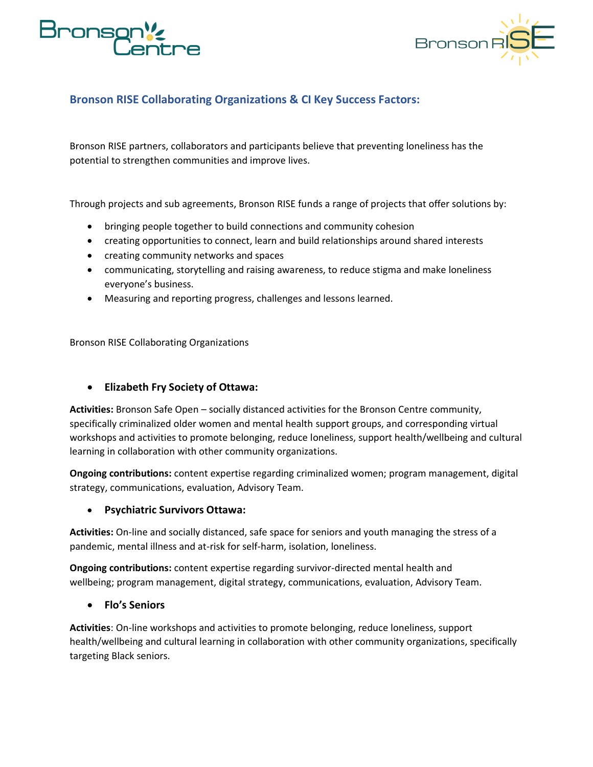## Bronson RISE Collaborating Organizations & CI Key Success Factors:

Bronson RISE partners, collaborators and participants believe that preventing loneliness has the potential to strengthen communities and improve lives.

Through projects and sub agreements, Bronson RISE funds a range of projects that offer solutions by:

- bringing people together to build connections and community cohesion
- creating opportunities to connect, learn and build relationships around shared interests
- creating community networks and spaces
- communicating, storytelling and raising awareness, to reduce stigma and make loneliness everyone's business.
- Measuring and reporting progress, challenges and lessons learned.

Bronson RISE Collaborating Organizations

- **Elizabeth Fry Society of Ottawa:**

**Activities:** Bronson Safe Open – socially distanced activities for the Bronson Centre community, specifically criminalized older women and mental health support groups, and corresponding virtual workshops and activities to promote belonging, reduce loneliness, support health/wellbeing and cultural learning in collaboration with other community organizations.

**Ongoing contributions:** content expertise regarding criminalized women; program management, digital strategy, communications, evaluation, Advisory Team.

- **Psychiatric Survivors Ottawa:**

**Activities:** On-line and socially distanced, safe space for seniors and youth managing the stress of a pandemic, mental illness and at-risk for self-harm, isolation, loneliness.

**Ongoing contributions:** content expertise regarding survivor-directed mental health and wellbeing; program management, digital strategy, communications, evaluation, Advisory Team.

- **Flo's Seniors**

**Activities**: On-line workshops and activities to promote belonging, reduce loneliness, support health/wellbeing and cultural learning in collaboration with other community organizations, specifically targeting Black seniors.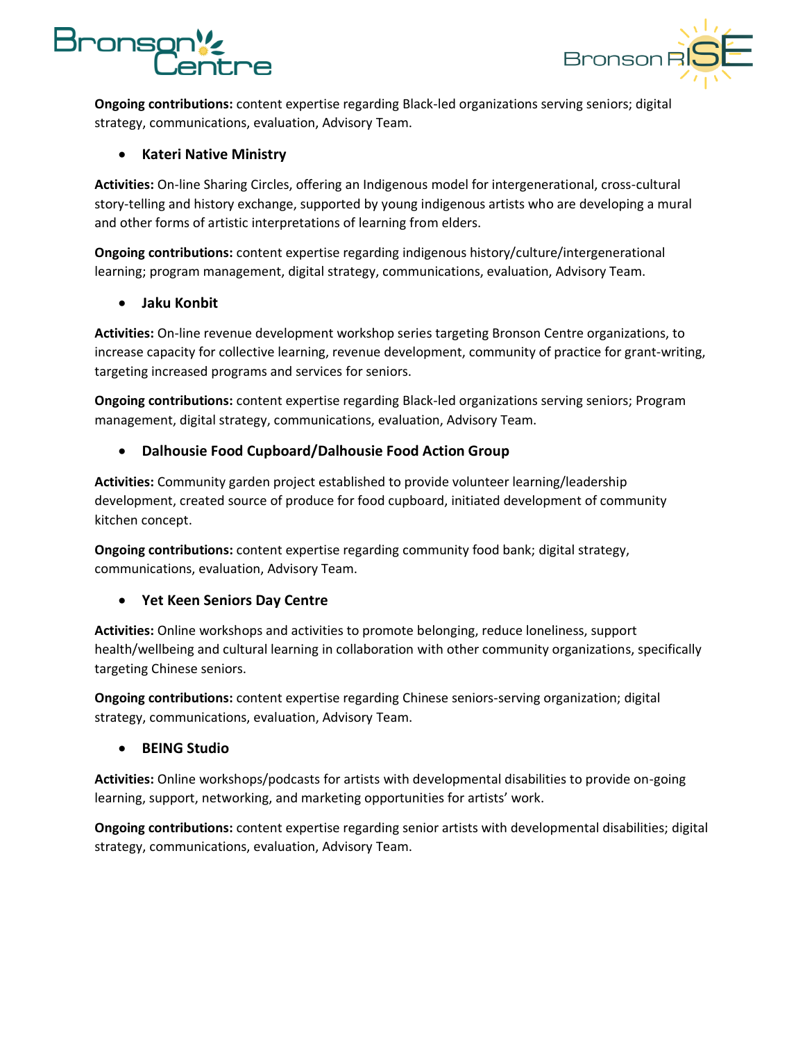**Ongoing contributions:** content expertise regarding Black-led organizations serving seniors; digital strategy, communications, evaluation, Advisory Team.

- **Kateri Native Ministry**

**Activities:** On-line Sharing Circles, offering an Indigenous model for intergenerational, cross-cultural story-telling and history exchange, supported by young indigenous artists who are developing a mural and other forms of artistic interpretations of learning from elders.

**Ongoing contributions:** content expertise regarding indigenous history/culture/intergenerational learning; program management, digital strategy, communications, evaluation, Advisory Team.

- **Jaku Konbit**

**Activities:** On-line revenue development workshop series targeting Bronson Centre organizations, to increase capacity for collective learning, revenue development, community of practice for grant-writing, targeting increased programs and services for seniors.

**Ongoing contributions:** content expertise regarding Black-led organizations serving seniors; Program management, digital strategy, communications, evaluation, Advisory Team.

- **Dalhousie Food Cupboard/Dalhousie Food Action Group**

**Activities:** Community garden project established to provide volunteer learning/leadership development, created source of produce for food cupboard, initiated development of community kitchen concept.

**Ongoing contributions:** content expertise regarding community food bank; digital strategy, communications, evaluation, Advisory Team.

- **Yet Keen Seniors Day Centre**

**Activities:** Online workshops and activities to promote belonging, reduce loneliness, support health/wellbeing and cultural learning in collaboration with other community organizations, specifically targeting Chinese seniors.

**Ongoing contributions:** content expertise regarding Chinese seniors-serving organization; digital strategy, communications, evaluation, Advisory Team.

- **BEING Studio**

**Activities:** Online workshops/podcasts for artists with developmental disabilities to provide on-going learning, support, networking, and marketing opportunities for artists' work.

**Ongoing contributions:** content expertise regarding senior artists with developmental disabilities; digital strategy, communications, evaluation, Advisory Team.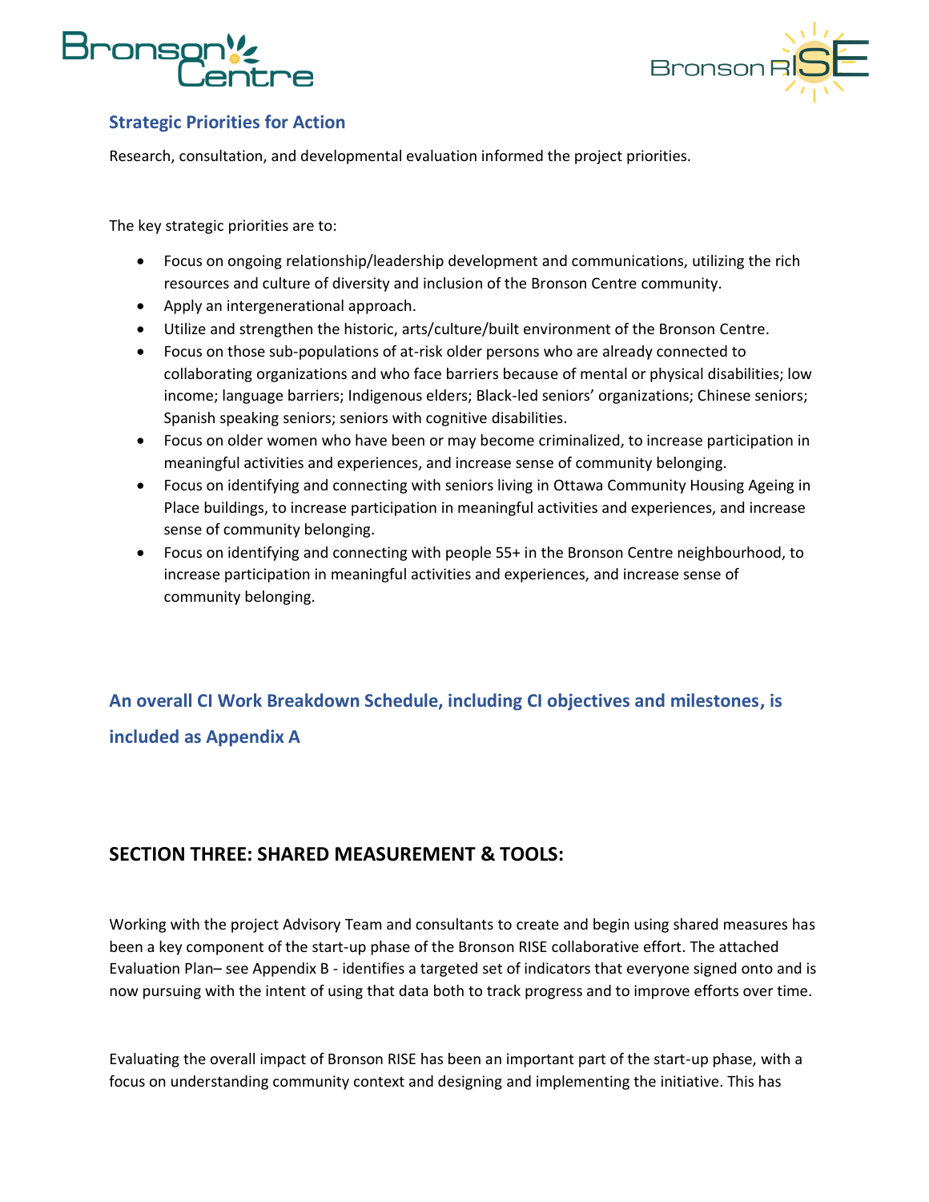### Strategic Priorities for Action

Research, consultation, and developmental evaluation informed the project priorities.

The key strategic priorities are to:

- Focus on ongoing relationship/leadership development and communications, utilizing the rich resources and culture of diversity and inclusion of the Bronson Centre community.
- Apply an intergenerational approach.
- Utilize and strengthen the historic, arts/culture/built environment of the Bronson Centre.
- Focus on those sub-populations of at-risk older persons who are already connected to collaborating organizations and who face barriers because of mental or physical disabilities; low income; language barriers; Indigenous elders; Black-led seniors' organizations; Chinese seniors; Spanish speaking seniors; seniors with cognitive disabilities.
- Focus on older women who have been or may become criminalized, to increase participation in meaningful activities and experiences, and increase sense of community belonging.
- Focus on identifying and connecting with seniors living in Ottawa Community Housing Ageing in Place buildings, to increase participation in meaningful activities and experiences, and increase sense of community belonging.
- Focus on identifying and connecting with people 55+ in the Bronson Centre neighbourhood, to increase participation in meaningful activities and experiences, and increase sense of community belonging.

### An overall CI Work Breakdown Schedule, including CI objectives and milestones, is included as Appendix A

## SECTION THREE: SHARED MEASUREMENT & TOOLS:

Working with the project Advisory Team and consultants to create and begin using shared measures has been a key component of the start-up phase of the Bronson RISE collaborative effort. The attached Evaluation Plan– see Appendix B - identifies a targeted set of indicators that everyone signed onto and is now pursuing with the intent of using that data both to track progress and to improve efforts over time.

Evaluating the overall impact of Bronson RISE has been an important part of the start-up phase, with a focus on understanding community context and designing and implementing the initiative. This has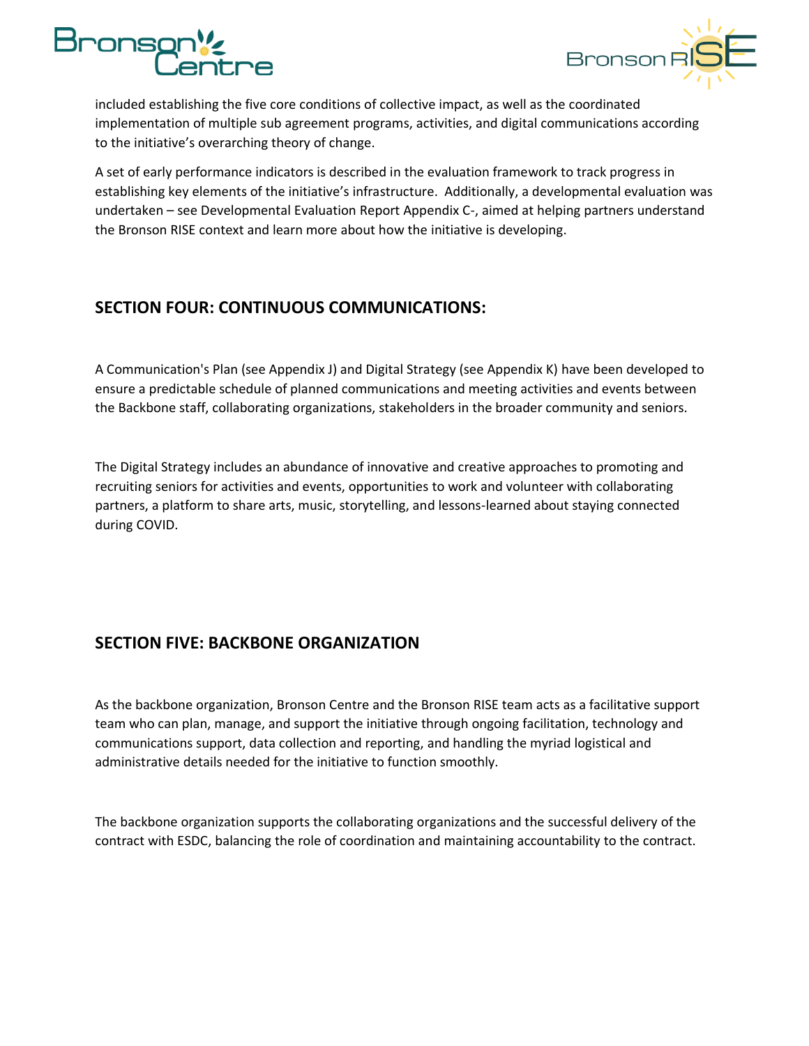included establishing the five core conditions of collective impact, as well as the coordinated implementation of multiple sub agreement programs, activities, and digital communications according to the initiative's overarching theory of change.

A set of early performance indicators is described in the evaluation framework to track progress in establishing key elements of the initiative's infrastructure. Additionally, a developmental evaluation was undertaken – see Developmental Evaluation Report Appendix C-, aimed at helping partners understand the Bronson RISE context and learn more about how the initiative is developing.

## SECTION FOUR: CONTINUOUS COMMUNICATIONS:

A Communication's Plan (see Appendix J) and Digital Strategy (see Appendix K) have been developed to ensure a predictable schedule of planned communications and meeting activities and events between the Backbone staff, collaborating organizations, stakeholders in the broader community and seniors.

The Digital Strategy includes an abundance of innovative and creative approaches to promoting and recruiting seniors for activities and events, opportunities to work and volunteer with collaborating partners, a platform to share arts, music, storytelling, and lessons-learned about staying connected during COVID.

## SECTION FIVE: BACKBONE ORGANIZATION

As the backbone organization, Bronson Centre and the Bronson RISE team acts as a facilitative support team who can plan, manage, and support the initiative through ongoing facilitation, technology and communications support, data collection and reporting, and handling the myriad logistical and administrative details needed for the initiative to function smoothly.

The backbone organization supports the collaborating organizations and the successful delivery of the contract with ESDC, balancing the role of coordination and maintaining accountability to the contract.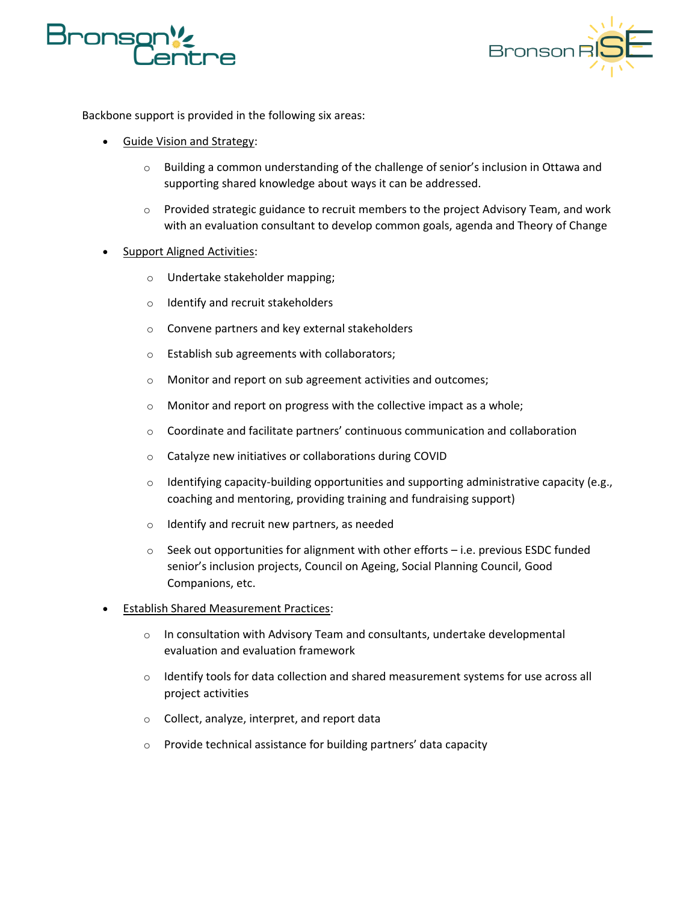Backbone support is provided in the following six areas:

- Guide Vision and Strategy:
  - Building a common understanding of the challenge of senior's inclusion in Ottawa and supporting shared knowledge about ways it can be addressed.
  - Provided strategic guidance to recruit members to the project Advisory Team, and work with an evaluation consultant to develop common goals, agenda and Theory of Change
- Support Aligned Activities:
  - Undertake stakeholder mapping;
  - Identify and recruit stakeholders
  - Convene partners and key external stakeholders
  - Establish sub agreements with collaborators;
  - Monitor and report on sub agreement activities and outcomes;
  - Monitor and report on progress with the collective impact as a whole;
  - Coordinate and facilitate partners' continuous communication and collaboration
  - Catalyze new initiatives or collaborations during COVID
  - Identifying capacity-building opportunities and supporting administrative capacity (e.g., coaching and mentoring, providing training and fundraising support)
  - Identify and recruit new partners, as needed
  - Seek out opportunities for alignment with other efforts – i.e. previous ESDC funded senior's inclusion projects, Council on Ageing, Social Planning Council, Good Companions, etc.
- Establish Shared Measurement Practices:
  - In consultation with Advisory Team and consultants, undertake developmental evaluation and evaluation framework
  - Identify tools for data collection and shared measurement systems for use across all project activities
  - Collect, analyze, interpret, and report data
  - Provide technical assistance for building partners' data capacity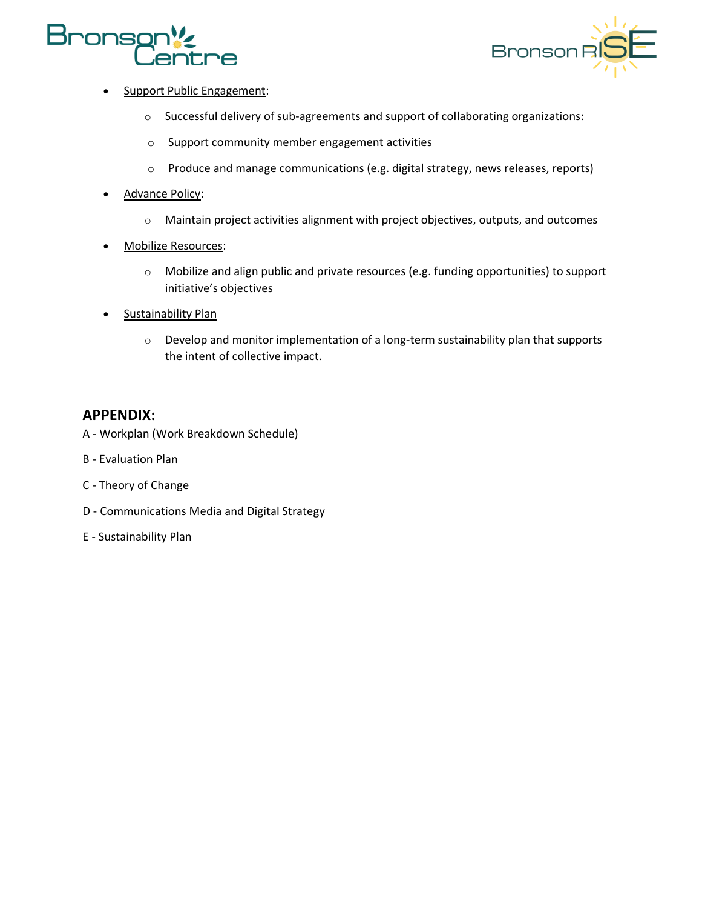- <u>Support Public Engagement</u>:
  - Successful delivery of sub-agreements and support of collaborating organizations:
  - Support community member engagement activities
  - Produce and manage communications (e.g. digital strategy, news releases, reports)
- <u>Advance Policy</u>:
  - Maintain project activities alignment with project objectives, outputs, and outcomes
- <u>Mobilize Resources</u>:
  - Mobilize and align public and private resources (e.g. funding opportunities) to support initiative's objectives
- <u>Sustainability Plan</u>
  - Develop and monitor implementation of a long-term sustainability plan that supports the intent of collective impact.

## APPENDIX:

A - Workplan (Work Breakdown Schedule)

B - Evaluation Plan

C - Theory of Change

D - Communications Media and Digital Strategy

E - Sustainability Plan